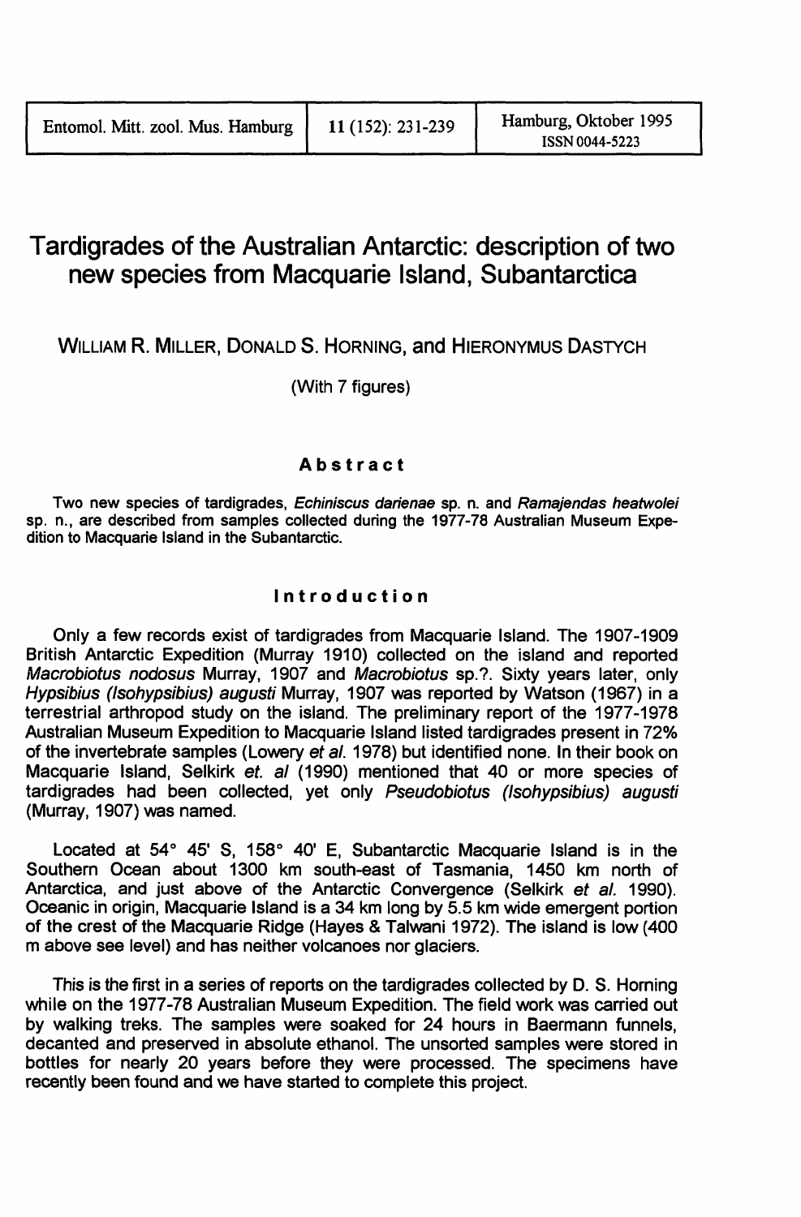# Tardigrades of the Australian Antarctic: description of two new species from Macquarie Island, Subantarctica

WILLIAM R. MILLER, DONALD S. HORNING, and HIERONYMUS DASTYCH

(With 7 figures)

## Abstract

Two new species of tardigrades, *Echiniscus darienae* sp. n. and *Ramajendas heatwolei* sp. n., are described from samples collected during the 1977-78 Australian Museum Expedition to Macquarie Island in the Subantarctic.

## Introduction

Only a few records exist of tardigrades from Macquarie Island. The 1907-1909 British Antarctic Expedition (Murray 1910) collected on the island and reported *Macrobiotus nodosus* Murray, 1907 and *Macrobiotus* sp.?. Sixty years later, only *Hypsibius (Isohypsibius) augusti* Murray, 1907 was reported by Watson (1967) in a terrestrial arthropod study on the island. The preliminary report of the 1977-1978 Australian Museum Expedition to Macquarie Island listed tardigrades present in 72% of the invertebrate samples (Lowery *et al.* 1978) but identified none. In their book on Macquarie Island, Selkirk *et. al* (1990) mentioned that 40 or more species of tardigrades had been collected, yet only *Pseudobiotus (Isohypsibius) augusti* (Murray, 1907) was named.

Located at 54° 45' S, 158° 40' E, Subantarctic Macquarie Island is in the Southern Ocean about 1300 km south-east of Tasmania, 1450 km north of Antarctica, and just above of the Antarctic Convergence (Selkirk *et al.* 1990). Oceanic in origin, Macquarie Island is a 34 km long by 5.5 km wide emergent portion of the crest of the Macquarie Ridge (Hayes & Talwani 1972). The island is low (400 m above see level) and has neither volcanoes nor glaciers.

This is the first in a series of reports on the tardigrades collected by D. S. Horning while on the 1977-78 Australian Museum Expedition. The field work was carried out by walking treks. The samples were soaked for 24 hours in Baermann funnels, decanted and preserved in absolute ethanol. The unsorted samples were stored in bottles for nearly 20 years before they were processed. The specimens have recently been found and we have started to complete this project.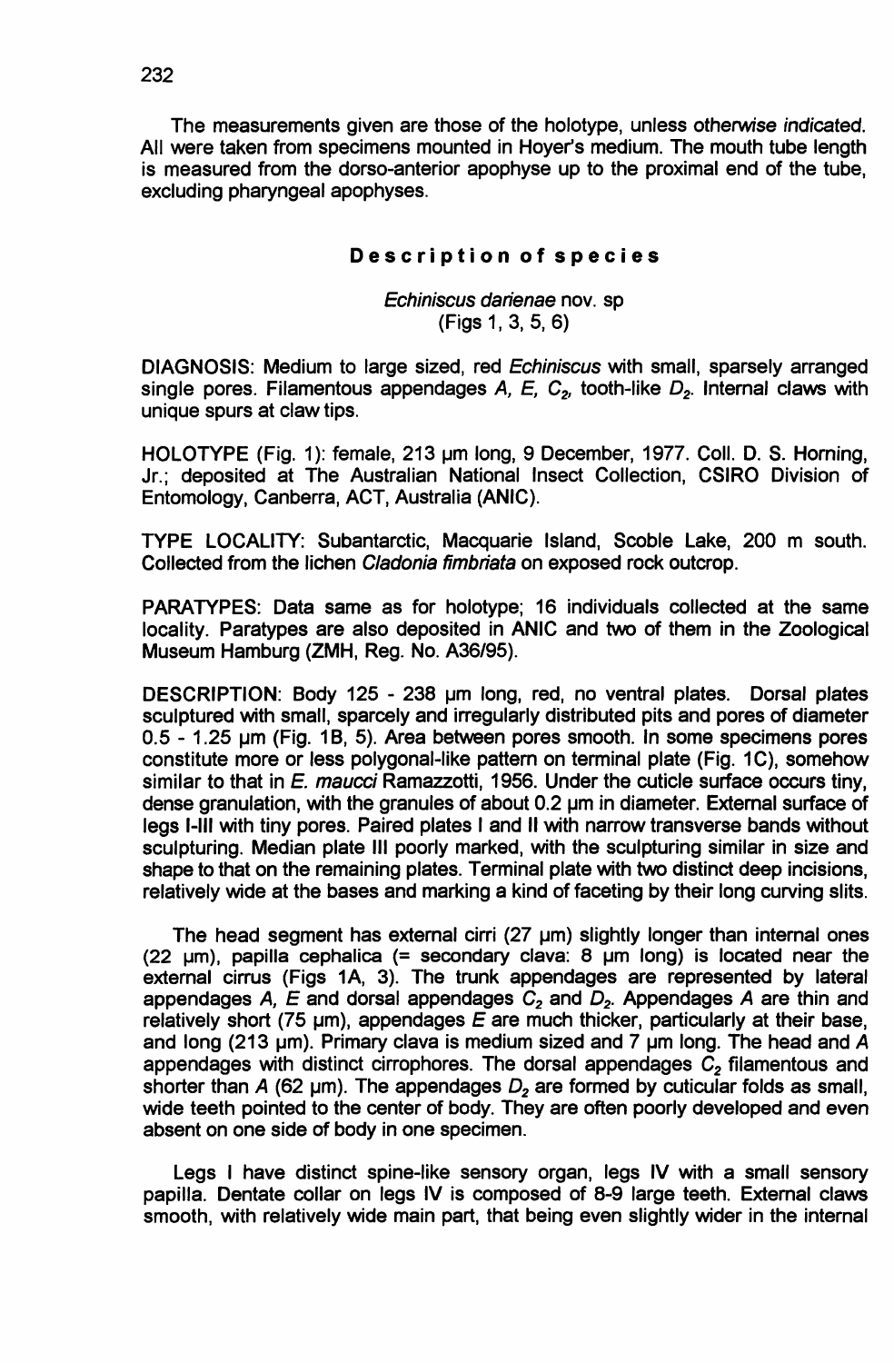The measurements given are those of the holotype, unless *otherwise indicated*. All were taken from specimens mounted in Hoyer's medium. The mouth tube length is measured from the dorso-anterior apophyse up to the proximal end of the tube, excluding pharyngeal apophyses.

## Description of species

*Echiniscus darienae* nov. sp
(Figs 1, 3, 5, 6)

DIAGNOSIS: Medium to large sized, red *Echiniscus* with small, sparsely arranged single pores. Filamentous appendages *A*, *E*, $C_2$, tooth-like $D_2$. Internal claws with unique spurs at claw tips.

HOLOTYPE (Fig. 1): female, 213 µm long, 9 December, 1977. Coll. D. S. Horning, Jr.; deposited at The Australian National Insect Collection, CSIRO Division of Entomology, Canberra, ACT, Australia (ANIC).

TYPE LOCALITY: Subantarctic, Macquarie Island, Scoble Lake, 200 m south. Collected from the lichen *Cladonia fimbriata* on exposed rock outcrop.

PARATYPES: Data same as for holotype; 16 individuals collected at the same locality. Paratypes are also deposited in ANIC and two of them in the Zoological Museum Hamburg (ZMH, Reg. No. A36/95).

DESCRIPTION: Body 125 - 238 µm long, red, no ventral plates. Dorsal plates sculptured with small, sparcely and irregularly distributed pits and pores of diameter 0.5 - 1.25 µm (Fig. 1B, 5). Area between pores smooth. In some specimens pores constitute more or less polygonal-like pattern on terminal plate (Fig. 1C), somehow similar to that in *E. maucci* Ramazzotti, 1956. Under the cuticle surface occurs tiny, dense granulation, with the granules of about 0.2 µm in diameter. External surface of legs I-III with tiny pores. Paired plates I and II with narrow transverse bands without sculpturing. Median plate III poorly marked, with the sculpturing similar in size and shape to that on the remaining plates. Terminal plate with two distinct deep incisions, relatively wide at the bases and marking a kind of faceting by their long curving slits.

The head segment has external cirri (27 µm) slightly longer than internal ones (22 µm), papilla cephalica (= secondary clava: 8 µm long) is located near the external cirrus (Figs 1A, 3). The trunk appendages are represented by lateral appendages *A*, *E* and dorsal appendages $C_2$ and $D_2$. Appendages *A* are thin and relatively short (75 µm), appendages *E* are much thicker, particularly at their base, and long (213 µm). Primary clava is medium sized and 7 µm long. The head and *A* appendages with distinct cirrophores. The dorsal appendages $C_2$ filamentous and shorter than *A* (62 µm). The appendages $D_2$ are formed by cuticular folds as small, wide teeth pointed to the center of body. They are often poorly developed and even absent on one side of body in one specimen.

Legs I have distinct spine-like sensory organ, legs IV with a small sensory papilla. Dentate collar on legs IV is composed of 8-9 large teeth. External claws smooth, with relatively wide main part, that being even slightly wider in the internal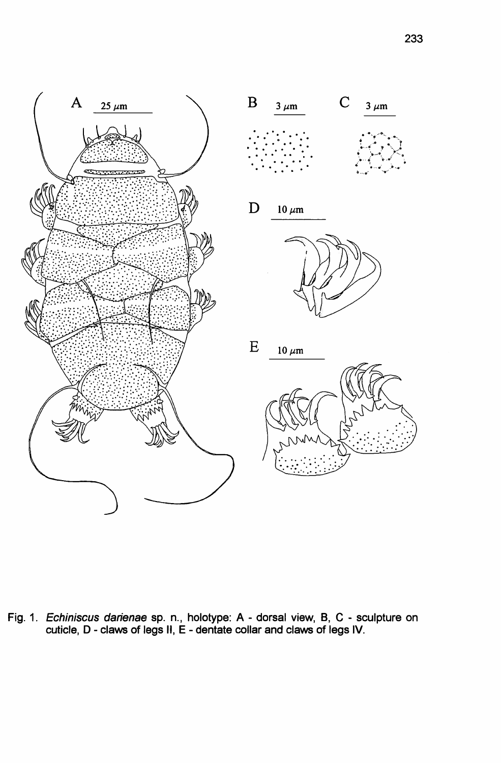Fig. 1. *Echiniscus darienae* sp. n., holotype: A - dorsal view, B, C - sculpture on cuticle, D - claws of legs II, E - dentate collar and claws of legs IV.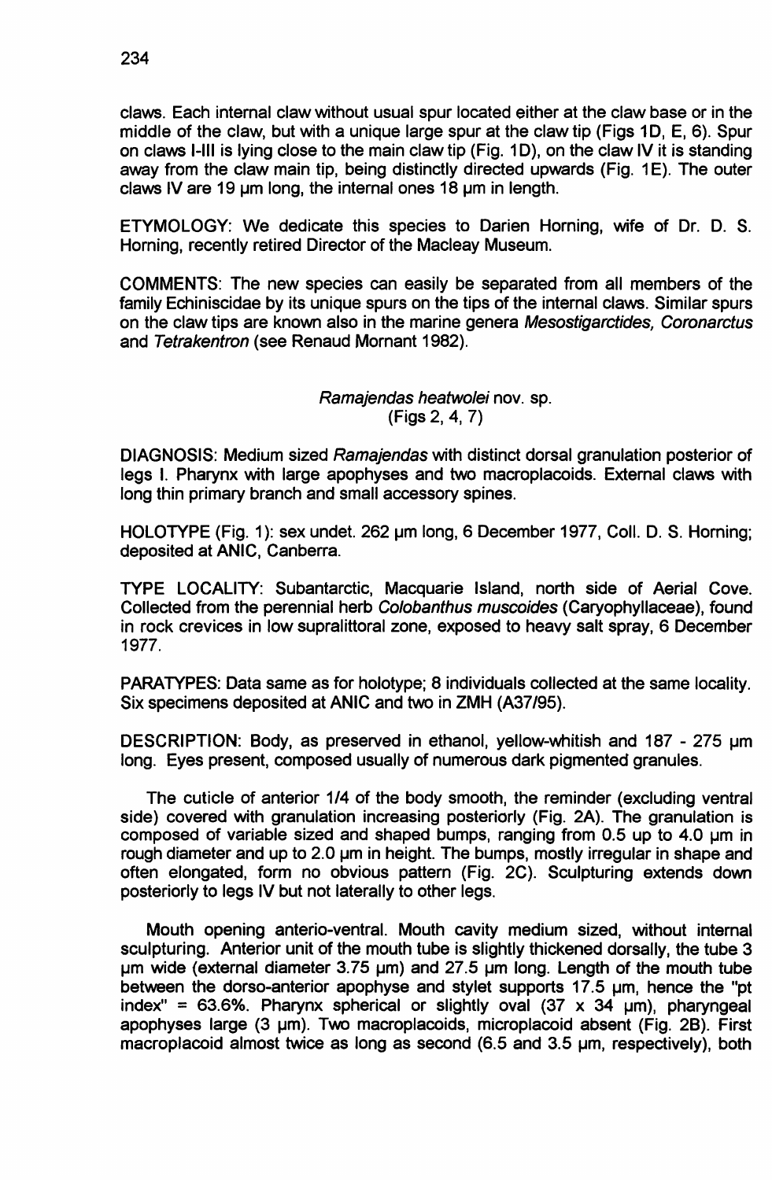claws. Each internal claw without usual spur located either at the claw base or in the middle of the claw, but with a unique large spur at the claw tip (Figs 1D, E, 6). Spur on claws I-III is lying close to the main claw tip (Fig. 1D), on the claw IV it is standing away from the claw main tip, being distinctly directed upwards (Fig. 1E). The outer claws IV are 19 µm long, the internal ones 18 µm in length.

ETYMOLOGY: We dedicate this species to Darien Horning, wife of Dr. D. S. Horning, recently retired Director of the Macleay Museum.

COMMENTS: The new species can easily be separated from all members of the family Echiniscidae by its unique spurs on the tips of the internal claws. Similar spurs on the claw tips are known also in the marine genera *Mesostigarctides, Coronarctus* and *Tetrakentron* (see Renaud Mornant 1982).

## *Ramajendas heatwolei* nov. sp.
(Figs 2, 4, 7)

DIAGNOSIS: Medium sized *Ramajendas* with distinct dorsal granulation posterior of legs I. Pharynx with large apophyses and two macroplacoids. External claws with long thin primary branch and small accessory spines.

HOLOTYPE (Fig. 1): sex undet. 262 µm long, 6 December 1977, Coll. D. S. Horning; deposited at ANIC, Canberra.

TYPE LOCALITY: Subantarctic, Macquarie Island, north side of Aerial Cove. Collected from the perennial herb *Colobanthus muscoides* (Caryophyllaceae), found in rock crevices in low supralittoral zone, exposed to heavy salt spray, 6 December 1977.

PARATYPES: Data same as for holotype; 8 individuals collected at the same locality. Six specimens deposited at ANIC and two in ZMH (A37/95).

DESCRIPTION: Body, as preserved in ethanol, yellow-whitish and 187 - 275 µm long. Eyes present, composed usually of numerous dark pigmented granules.

The cuticle of anterior 1/4 of the body smooth, the reminder (excluding ventral side) covered with granulation increasing posteriorly (Fig. 2A). The granulation is composed of variable sized and shaped bumps, ranging from 0.5 up to 4.0 µm in rough diameter and up to 2.0 µm in height. The bumps, mostly irregular in shape and often elongated, form no obvious pattern (Fig. 2C). Sculpturing extends down posteriorly to legs IV but not laterally to other legs.

Mouth opening anterio-ventral. Mouth cavity medium sized, without internal sculpturing. Anterior unit of the mouth tube is slightly thickened dorsally, the tube 3 µm wide (external diameter 3.75 µm) and 27.5 µm long. Length of the mouth tube between the dorso-anterior apophyse and stylet supports 17.5 µm, hence the "pt index" = 63.6%. Pharynx spherical or slightly oval (37 x 34 µm), pharyngeal apophyses large (3 µm). Two macroplacoids, microplacoid absent (Fig. 2B). First macroplacoid almost twice as long as second (6.5 and 3.5 µm, respectively), both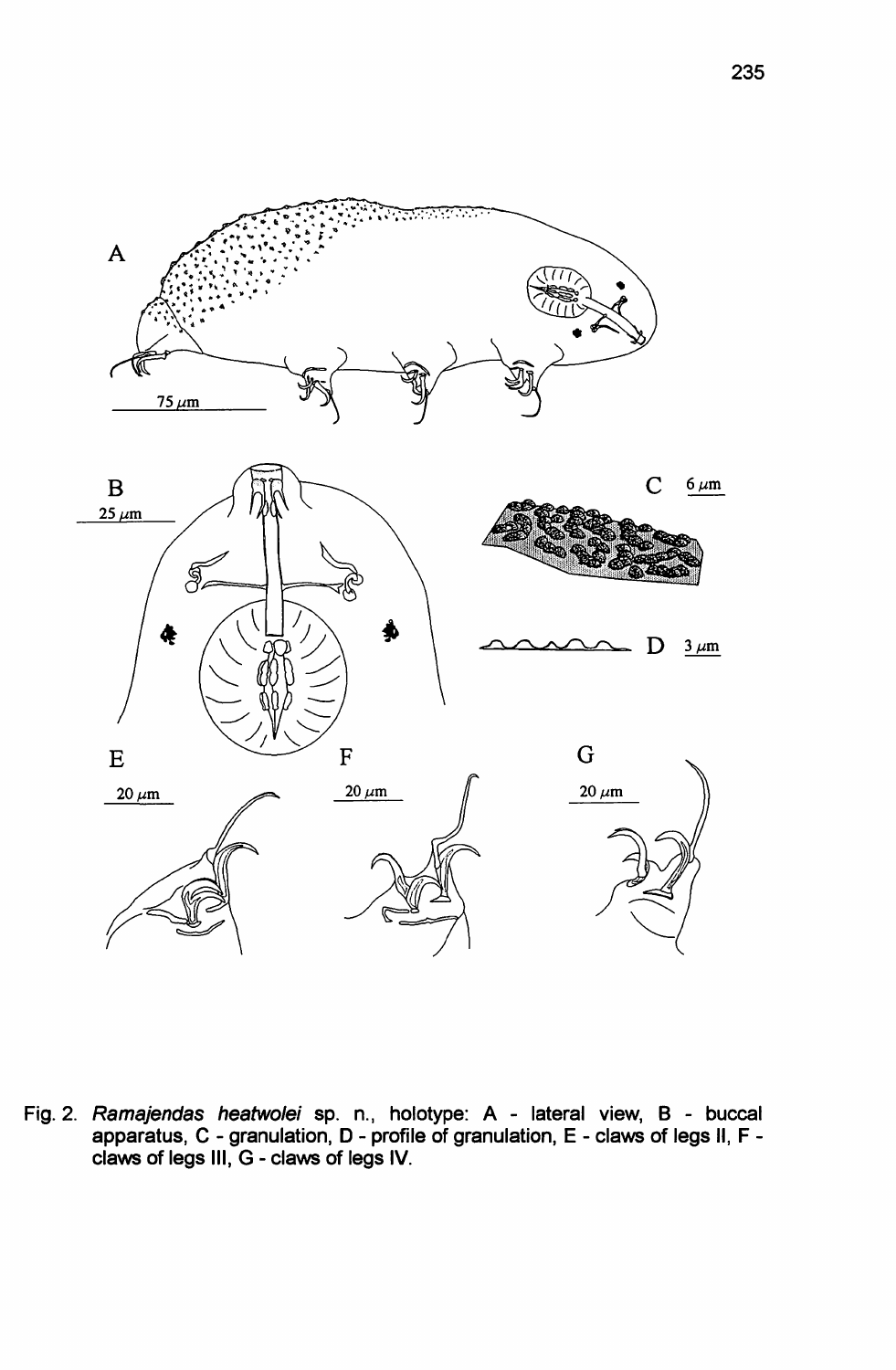Fig. 2. *Ramajendas heatwolei* sp. n., holotype: A - lateral view, B - buccal apparatus, C - granulation, D - profile of granulation, E - claws of legs II, F - claws of legs III, G - claws of legs IV.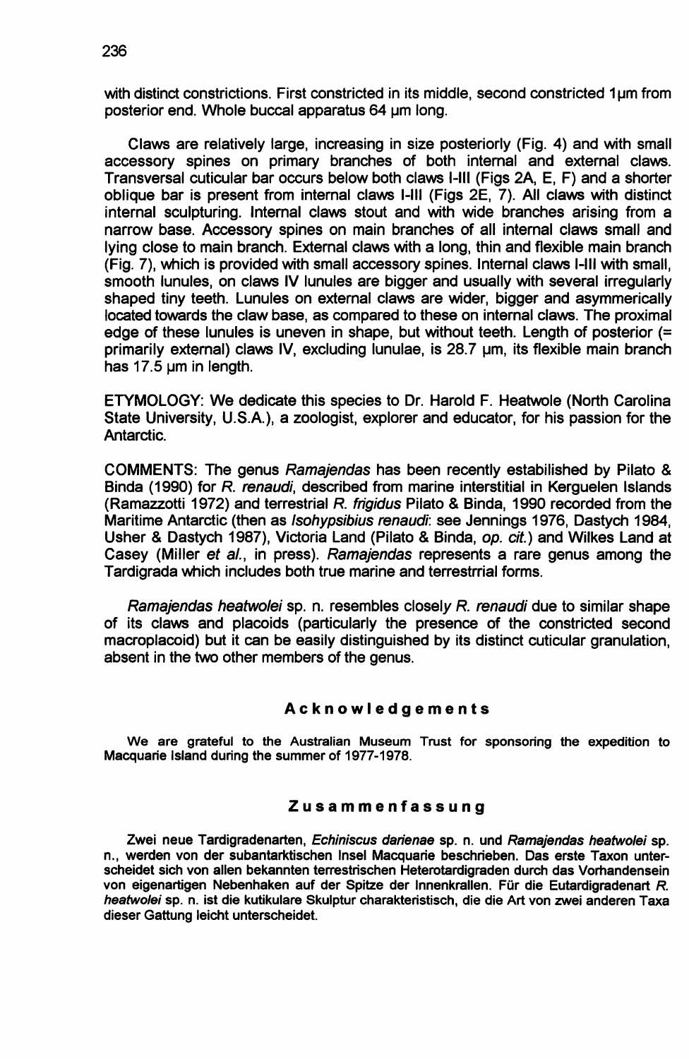with distinct constrictions. First constricted in its middle, second constricted 1µm from posterior end. Whole buccal apparatus 64 µm long.

Claws are relatively large, increasing in size posteriorly (Fig. 4) and with small accessory spines on primary branches of both internal and external claws. Transversal cuticular bar occurs below both claws I-III (Figs 2A, E, F) and a shorter oblique bar is present from internal claws I-III (Figs 2E, 7). All claws with distinct internal sculpturing. Internal claws stout and with wide branches arising from a narrow base. Accessory spines on main branches of all internal claws small and lying close to main branch. External claws with a long, thin and flexible main branch (Fig. 7), which is provided with small accessory spines. Internal claws I-III with small, smooth lunules, on claws IV lunules are bigger and usually with several irregularly shaped tiny teeth. Lunules on external claws are wider, bigger and asymmerically located towards the claw base, as compared to these on internal claws. The proximal edge of these lunules is uneven in shape, but without teeth. Length of posterior (= primarily external) claws IV, excluding lunulae, is 28.7 µm, its flexible main branch has 17.5 µm in length.

ETYMOLOGY: We dedicate this species to Dr. Harold F. Heatwole (North Carolina State University, U.S.A.), a zoologist, explorer and educator, for his passion for the Antarctic.

COMMENTS: The genus *Ramajendas* has been recently estabilished by Pilato & Binda (1990) for *R. renaudi*, described from marine interstitial in Kerguelen Islands (Ramazzotti 1972) and terrestrial *R. frigidus* Pilato & Binda, 1990 recorded from the Maritime Antarctic (then as *Isohypsibius renaudi*: see Jennings 1976, Dastych 1984, Usher & Dastych 1987), Victoria Land (Pilato & Binda, *op. cit.*) and Wilkes Land at Casey (Miller *et al.*, in press). *Ramajendas* represents a rare genus among the Tardigrada which includes both true marine and terrestrrial forms.

*Ramajendas heatwolei* sp. n. resembles closely *R. renaudi* due to similar shape of its claws and placoids (particularly the presence of the constricted second macroplacoid) but it can be easily distinguished by its distinct cuticular granulation, absent in the two other members of the genus.

## Acknowledgements

We are grateful to the Australian Museum Trust for sponsoring the expedition to Macquarie Island during the summer of 1977-1978.

## Zusammenfassung

Zwei neue Tardigradenarten, *Echiniscus darienae* sp. n. und *Ramajendas heatwolei* sp. n., werden von der subantarktischen Insel Macquarie beschrieben. Das erste Taxon unterscheidet sich von allen bekannten terrestrischen Heterotardigraden durch das Vorhandensein von eigenartigen Nebenhaken auf der Spitze der Innenkrallen. Für die Eutardigradenart *R. heatwolei* sp. n. ist die kutikulare Skulptur charakteristisch, die die Art von zwei anderen Taxa dieser Gattung leicht unterscheidet.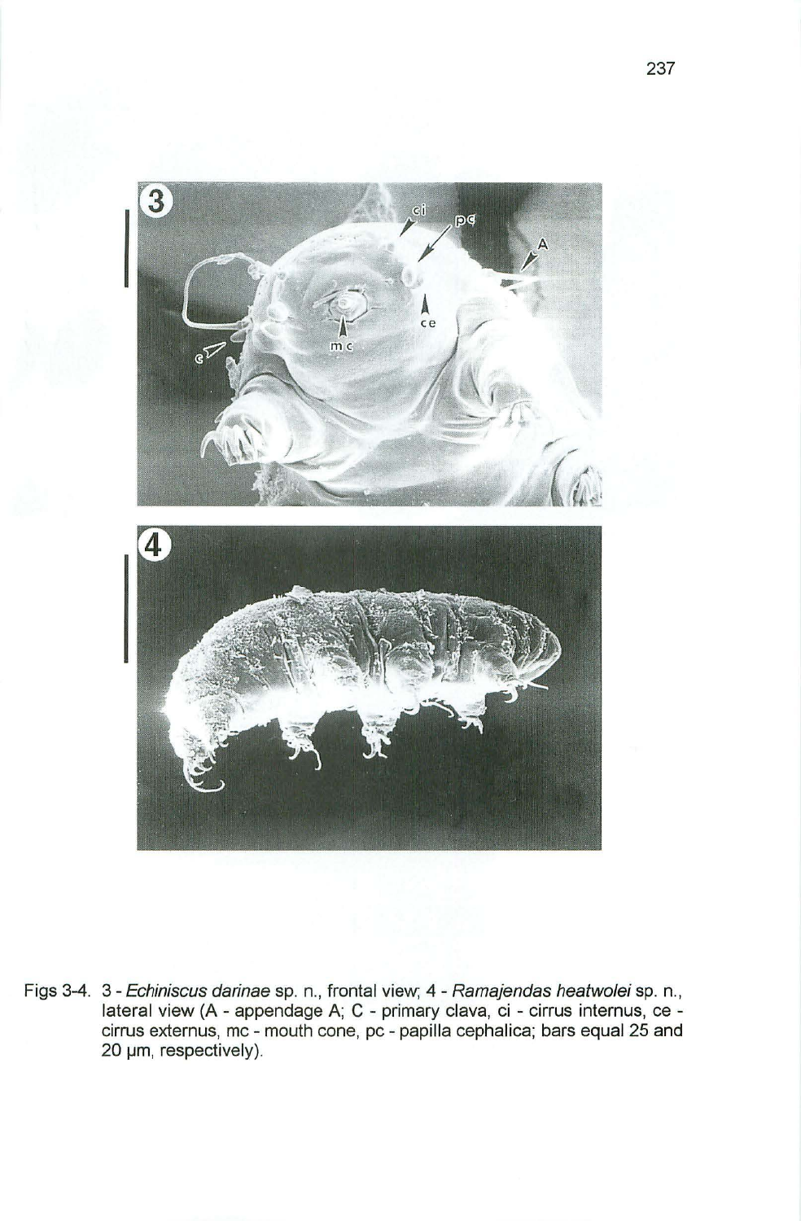Figs 3-4. 3 - *Echiniscus darinae* sp. n., frontal view; 4 - *Ramajendas heatwolei* sp. n., lateral view (A - appendage A; C - primary clava, ci - cirrus internus, ce - cirrus externus, mc - mouth cone, pc - papilla cephalica; bars equal 25 and 20 µm, respectively).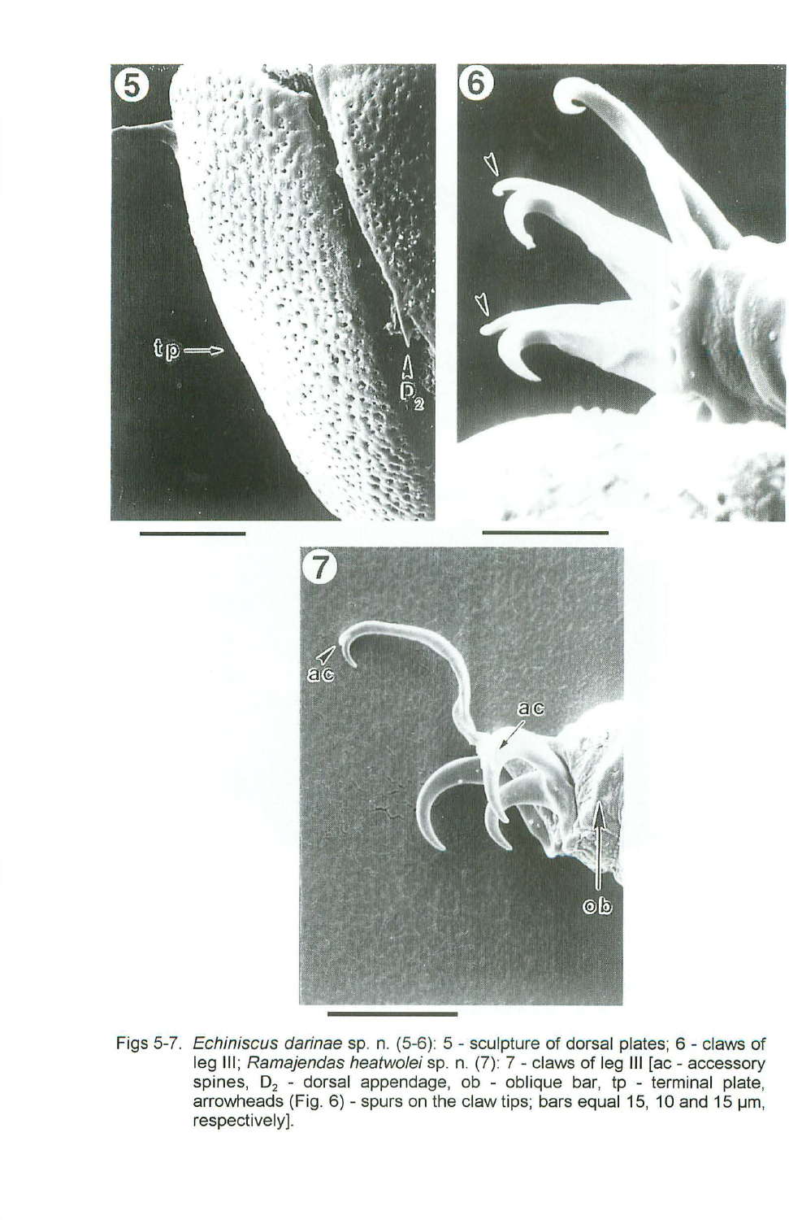Figs 5-7. *Echiniscus darinae* sp. n. (5-6): 5 - sculpture of dorsal plates; 6 - claws of leg III; *Ramajendas heatwolei* sp. n. (7): 7 - claws of leg III [ac - accessory spines, $D_2$ - dorsal appendage, ob - oblique bar, tp - terminal plate, arrowheads (Fig. 6) - spurs on the claw tips; bars equal 15, 10 and 15 µm, respectively].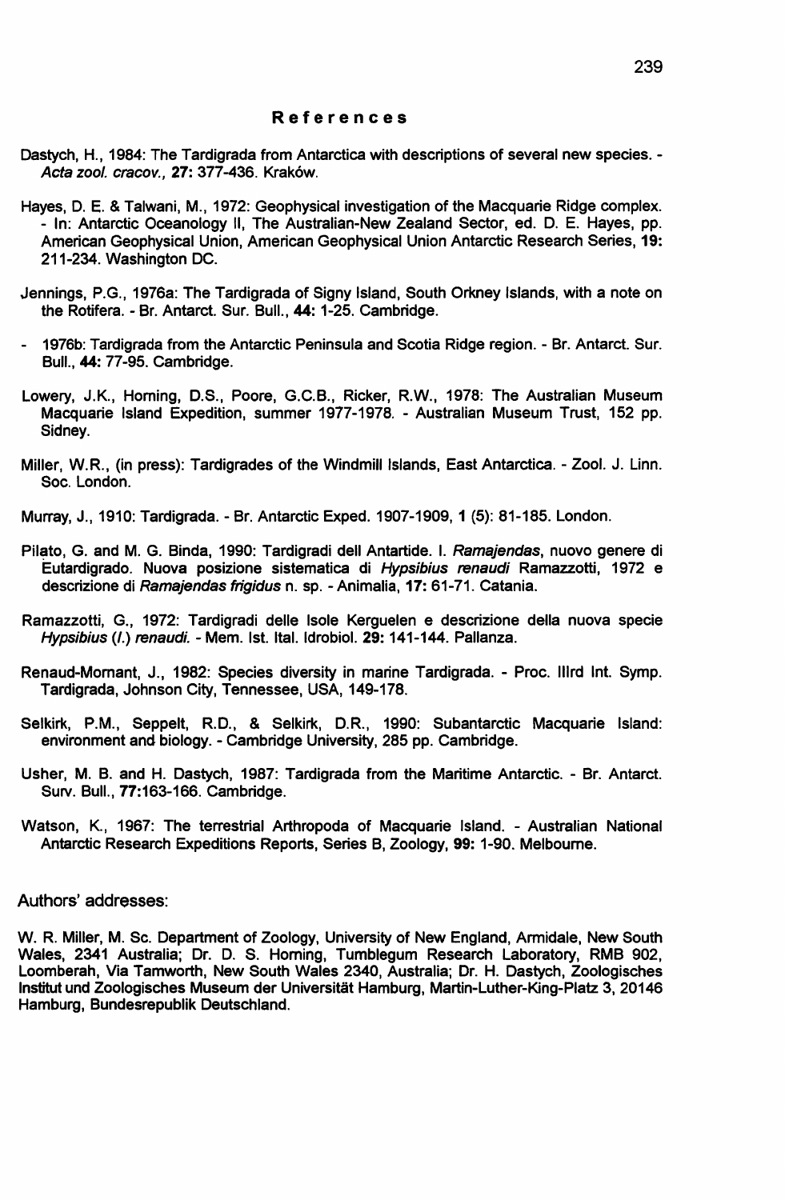## References

Dastych, H., 1984: The Tardigrada from Antarctica with descriptions of several new species. - *Acta zool. cracov.,* **27:** 377-436. Kraków.

Hayes, D. E. & Talwani, M., 1972: Geophysical investigation of the Macquarie Ridge complex. - In: Antarctic Oceanology II, The Australian-New Zealand Sector, ed. D. E. Hayes, pp. American Geophysical Union, American Geophysical Union Antarctic Research Series, **19:** 211-234. Washington DC.

Jennings, P.G., 1976a: The Tardigrada of Signy Island, South Orkney Islands, with a note on the Rotifera. - Br. Antarct. Sur. Bull., **44:** 1-25. Cambridge.

- 1976b: Tardigrada from the Antarctic Peninsula and Scotia Ridge region. - Br. Antarct. Sur. Bull., **44:** 77-95. Cambridge.

Lowery, J.K., Horning, D.S., Poore, G.C.B., Ricker, R.W., 1978: The Australian Museum Macquarie Island Expedition, summer 1977-1978. - Australian Museum Trust, 152 pp. Sidney.

Miller, W.R., (in press): Tardigrades of the Windmill Islands, East Antarctica. - Zool. J. Linn. Soc. London.

Murray, J., 1910: Tardigrada. - Br. Antarctic Exped. 1907-1909, **1** (5): 81-185. London.

Pilato, G. and M. G. Binda, 1990: Tardigradi dell Antartide. I. *Ramajendas*, nuovo genere di Eutardigrado. Nuova posizione sistematica di *Hypsibius renaudi* Ramazzotti, 1972 e descrizione di *Ramajendas frigidus* n. sp. - Animalia, **17:** 61-71. Catania.

Ramazzotti, G., 1972: Tardigradi delle Isole Kerguelen e descrizione della nuova specie *Hypsibius (I.) renaudi.* - Mem. Ist. Ital. Idrobiol. **29:** 141-144. Pallanza.

Renaud-Mornant, J., 1982: Species diversity in marine Tardigrada. - Proc. IIIrd Int. Symp. Tardigrada, Johnson City, Tennessee, USA, 149-178.

Selkirk, P.M., Seppelt, R.D., & Selkirk, D.R., 1990: Subantarctic Macquarie Island: environment and biology. - Cambridge University, 285 pp. Cambridge.

Usher, M. B. and H. Dastych, 1987: Tardigrada from the Maritime Antarctic. - Br. Antarct. Surv. Bull., **77:**163-166. Cambridge.

Watson, K., 1967: The terrestrial Arthropoda of Macquarie Island. - Australian National Antarctic Research Expeditions Reports, Series B, Zoology, **99:** 1-90. Melbourne.

Authors' addresses:

W. R. Miller, M. Sc. Department of Zoology, University of New England, Armidale, New South Wales, 2341 Australia; Dr. D. S. Horning, Tumblegum Research Laboratory, RMB 902, Loomberah, Via Tamworth, New South Wales 2340, Australia; Dr. H. Dastych, Zoologisches Institut und Zoologisches Museum der Universität Hamburg, Martin-Luther-King-Platz 3, 20146 Hamburg, Bundesrepublik Deutschland.